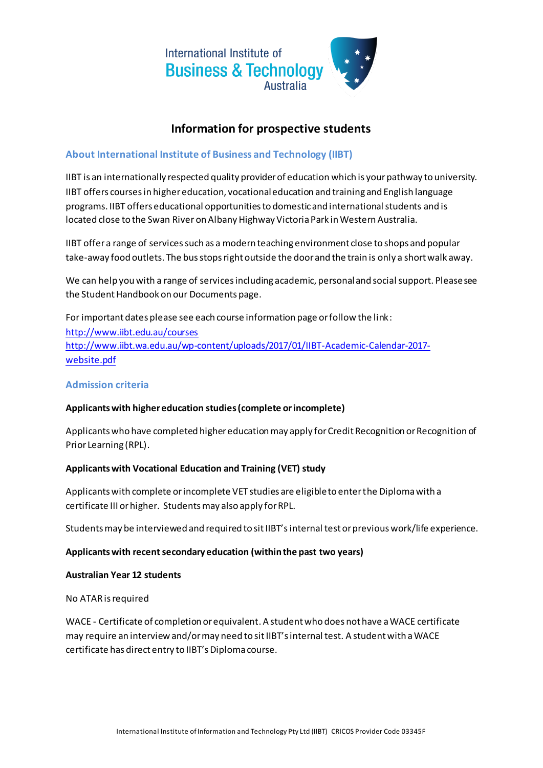International Institute of
Business & Technology
Australia

# Information for prospective students

## About International Institute of Business and Technology (IIBT)

IIBT is an internationally respected quality provider of education which is your pathway to university. IIBT offers courses in higher education, vocational education and training and English language programs. IIBT offers educational opportunities to domestic and international students and is located close to the Swan River on Albany Highway Victoria Park in Western Australia.

IIBT offer a range of services such as a modern teaching environment close to shops and popular take-away food outlets. The bus stops right outside the door and the train is only a short walk away.

We can help you with a range of services including academic, personal and social support. Please see the Student Handbook on our Documents page.

For important dates please see each course information page or follow the link:
http://www.iibt.edu.au/courses
http://www.iibt.wa.edu.au/wp-content/uploads/2017/01/IIBT-Academic-Calendar-2017-website.pdf

## Admission criteria

**Applicants with higher education studies (complete or incomplete)**

Applicants who have completed higher education may apply for Credit Recognition or Recognition of Prior Learning (RPL).

**Applicants with Vocational Education and Training (VET) study**

Applicants with complete or incomplete VET studies are eligible to enter the Diploma with a certificate III or higher. Students may also apply for RPL.

Students may be interviewed and required to sit IIBT's internal test or previous work/life experience.

**Applicants with recent secondary education (within the past two years)**

**Australian Year 12 students**

No ATAR is required

WACE - Certificate of completion or equivalent. A student who does not have a WACE certificate may require an interview and/or may need to sit IIBT's internal test. A student with a WACE certificate has direct entry to IIBT's Diploma course.

International Institute of Information and Technology Pty Ltd (IIBT) CRICOS Provider Code 03345F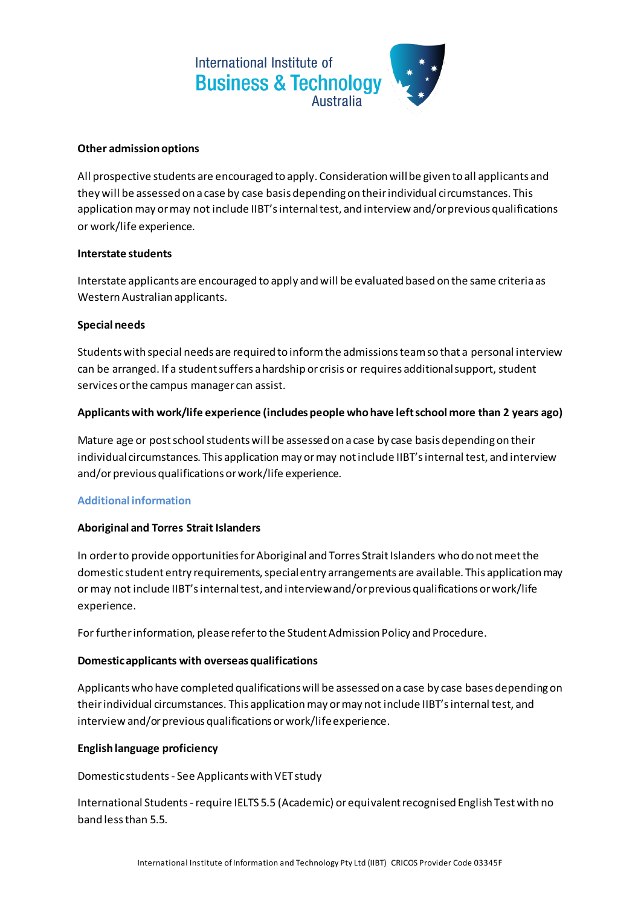**Other admission options**

All prospective students are encouraged to apply. Consideration will be given to all applicants and they will be assessed on a case by case basis depending on their individual circumstances. This application may or may not include IIBT's internal test, and interview and/or previous qualifications or work/life experience.

**Interstate students**

Interstate applicants are encouraged to apply and will be evaluated based on the same criteria as Western Australian applicants.

**Special needs**

Students with special needs are required to inform the admissions team so that a personal interview can be arranged. If a student suffers a hardship or crisis or requires additional support, student services or the campus manager can assist.

**Applicants with work/life experience (includes people who have left school more than 2 years ago)**

Mature age or post school students will be assessed on a case by case basis depending on their individual circumstances. This application may or may not include IIBT's internal test, and interview and/or previous qualifications or work/life experience.

## Additional information

**Aboriginal and Torres Strait Islanders**

In order to provide opportunities for Aboriginal and Torres Strait Islanders who do not meet the domestic student entry requirements, special entry arrangements are available. This application may or may not include IIBT's internal test, and interview and/or previous qualifications or work/life experience.

For further information, please refer to the Student Admission Policy and Procedure.

**Domestic applicants with overseas qualifications**

Applicants who have completed qualifications will be assessed on a case by case bases depending on their individual circumstances. This application may or may not include IIBT's internal test, and interview and/or previous qualifications or work/life experience.

**English language proficiency**

Domestic students - See Applicants with VET study

International Students - require IELTS 5.5 (Academic) or equivalent recognised English Test with no band less than 5.5.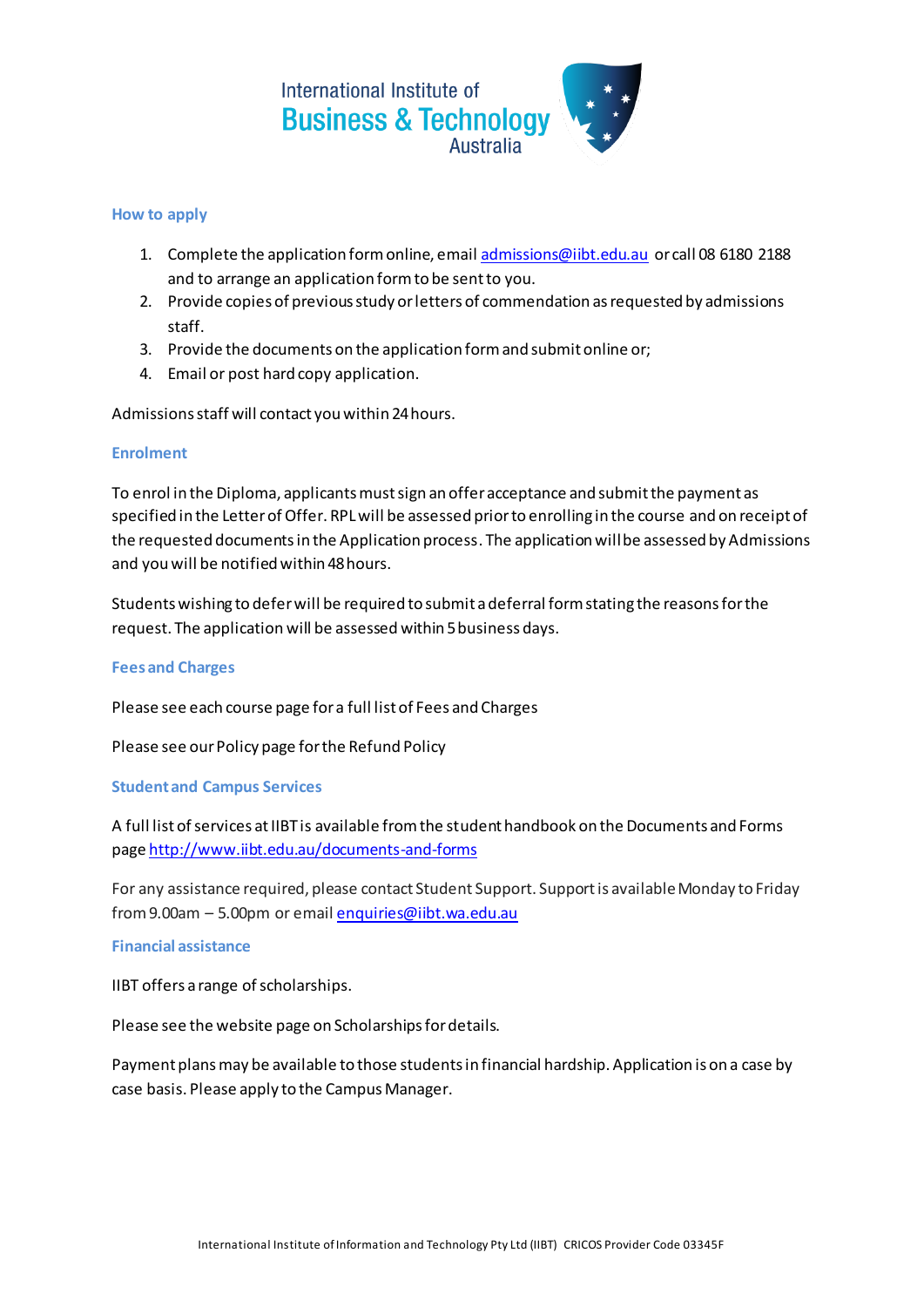International Institute of
**Business & Technology**
Australia

## How to apply

1. Complete the application form online, email admissions@iibt.edu.au or call 08 6180 2188 and to arrange an application form to be sent to you.
2. Provide copies of previous study or letters of commendation as requested by admissions staff.
3. Provide the documents on the application form and submit online or;
4. Email or post hard copy application.

Admissions staff will contact you within 24 hours.

## Enrolment

To enrol in the Diploma, applicants must sign an offer acceptance and submit the payment as specified in the Letter of Offer. RPL will be assessed prior to enrolling in the course and on receipt of the requested documents in the Application process. The application will be assessed by Admissions and you will be notified within 48 hours.

Students wishing to defer will be required to submit a deferral form stating the reasons for the request. The application will be assessed within 5 business days.

## Fees and Charges

Please see each course page for a full list of Fees and Charges

Please see our Policy page for the Refund Policy

## Student and Campus Services

A full list of services at IIBT is available from the student handbook on the Documents and Forms page http://www.iibt.edu.au/documents-and-forms

For any assistance required, please contact Student Support. Support is available Monday to Friday from 9.00am – 5.00pm or email enquiries@iibt.wa.edu.au

## Financial assistance

IIBT offers a range of scholarships.

Please see the website page on Scholarships for details.

Payment plans may be available to those students in financial hardship. Application is on a case by case basis. Please apply to the Campus Manager.

International Institute of Information and Technology Pty Ltd (IIBT) CRICOS Provider Code 03345F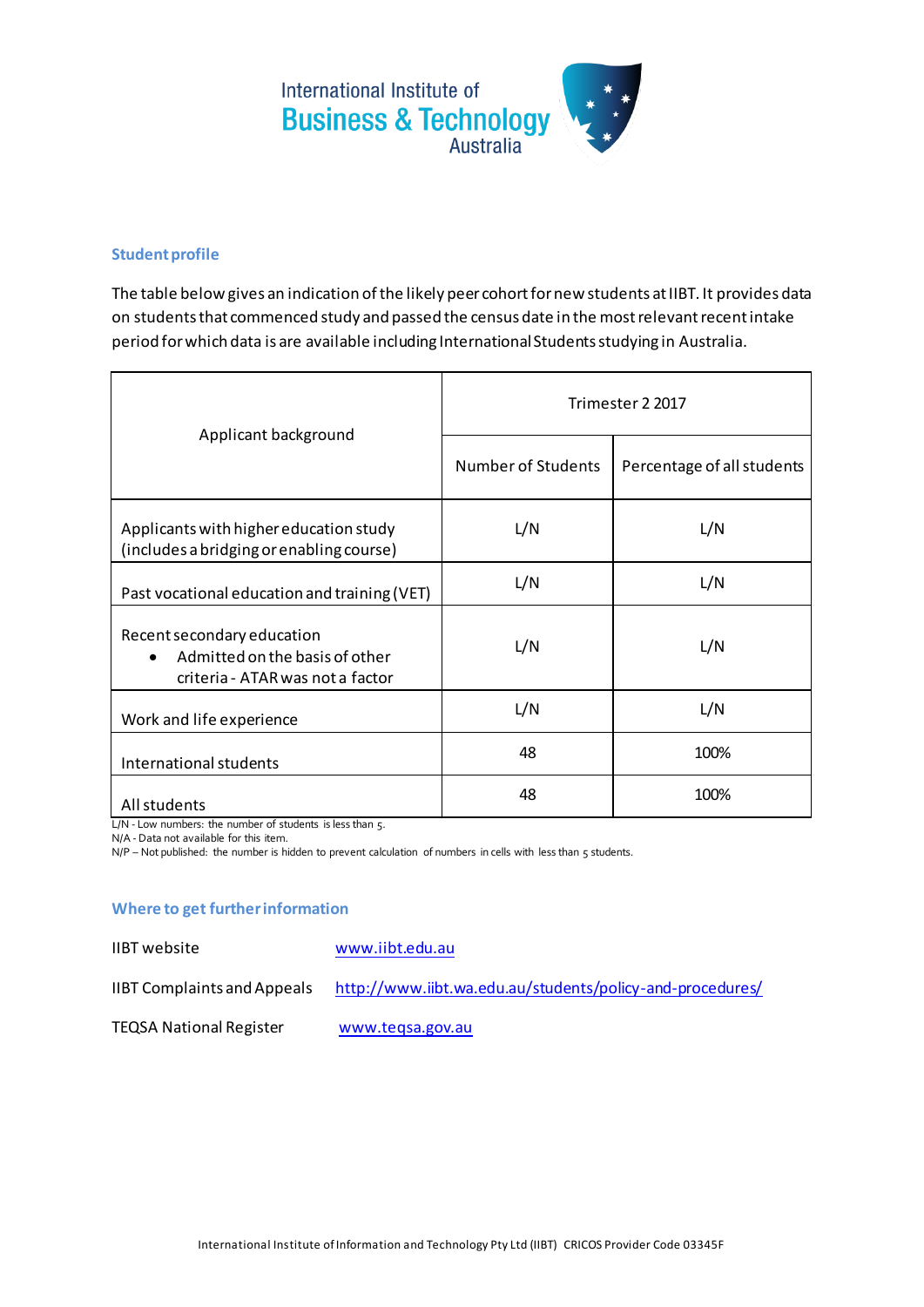International Institute of
Business & Technology
Australia

## Student profile

The table below gives an indication of the likely peer cohort for new students at IIBT. It provides data on students that commenced study and passed the census date in the most relevant recent intake period for which data is are available including International Students studying in Australia.

| Applicant background | Trimester 2 2017 | |
|---|---|---|
| | Number of Students | Percentage of all students |
| Applicants with higher education study (includes a bridging or enabling course) | L/N | L/N |
| Past vocational education and training (VET) | L/N | L/N |
| Recent secondary education<br>• Admitted on the basis of other criteria - ATAR was not a factor | L/N | L/N |
| Work and life experience | L/N | L/N |
| International students | 48 | 100% |
| All students | 48 | 100% |

L/N - Low numbers: the number of students is less than 5.
N/A - Data not available for this item.
N/P – Not published: the number is hidden to prevent calculation of numbers in cells with less than 5 students.

## Where to get further information

IIBT website www.iibt.edu.au

IIBT Complaints and Appeals http://www.iibt.wa.edu.au/students/policy-and-procedures/

TEQSA National Register www.teqsa.gov.au

International Institute of Information and Technology Pty Ltd (IIBT) CRICOS Provider Code 03345F